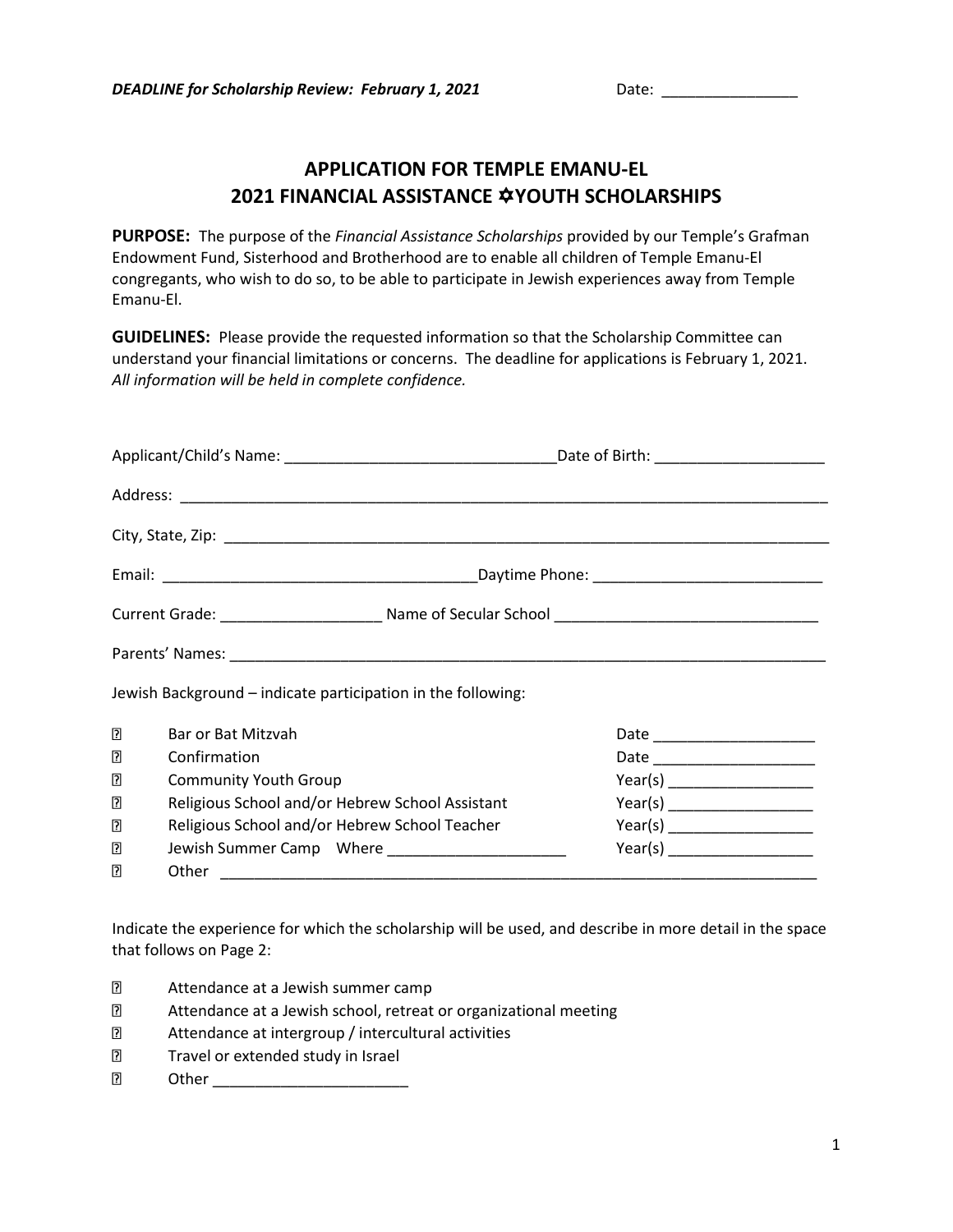***DEADLINE for Scholarship Review: February 1, 2021*** Date: ________________

# APPLICATION FOR TEMPLE EMANU-EL
# 2021 FINANCIAL ASSISTANCE ✡YOUTH SCHOLARSHIPS

**PURPOSE:** The purpose of the *Financial Assistance Scholarships* provided by our Temple's Grafman Endowment Fund, Sisterhood and Brotherhood are to enable all children of Temple Emanu-El congregants, who wish to do so, to be able to participate in Jewish experiences away from Temple Emanu-El.

**GUIDELINES:** Please provide the requested information so that the Scholarship Committee can understand your financial limitations or concerns. The deadline for applications is February 1, 2021. *All information will be held in complete confidence.*

Applicant/Child's Name: ________________________________Date of Birth: ____________________

Address: ______________________________________________________________________________

City, State, Zip: ________________________________________________________________________

Email: _____________________________________Daytime Phone: ___________________________

Current Grade: __________________ Name of Secular School _______________________________

Parents' Names: ________________________________________________________________________

Jewish Background – indicate participation in the following:

- ☐ Bar or Bat Mitzvah — Date ___________________
- ☐ Confirmation — Date ___________________
- ☐ Community Youth Group — Year(s) _________________
- ☐ Religious School and/or Hebrew School Assistant — Year(s) _________________
- ☐ Religious School and/or Hebrew School Teacher — Year(s) _________________
- ☐ Jewish Summer Camp Where _____________________ — Year(s) _________________
- ☐ Other ________________________________________________________________________

Indicate the experience for which the scholarship will be used, and describe in more detail in the space that follows on Page 2:

- ☐ Attendance at a Jewish summer camp
- ☐ Attendance at a Jewish school, retreat or organizational meeting
- ☐ Attendance at intergroup / intercultural activities
- ☐ Travel or extended study in Israel
- ☐ Other ______________________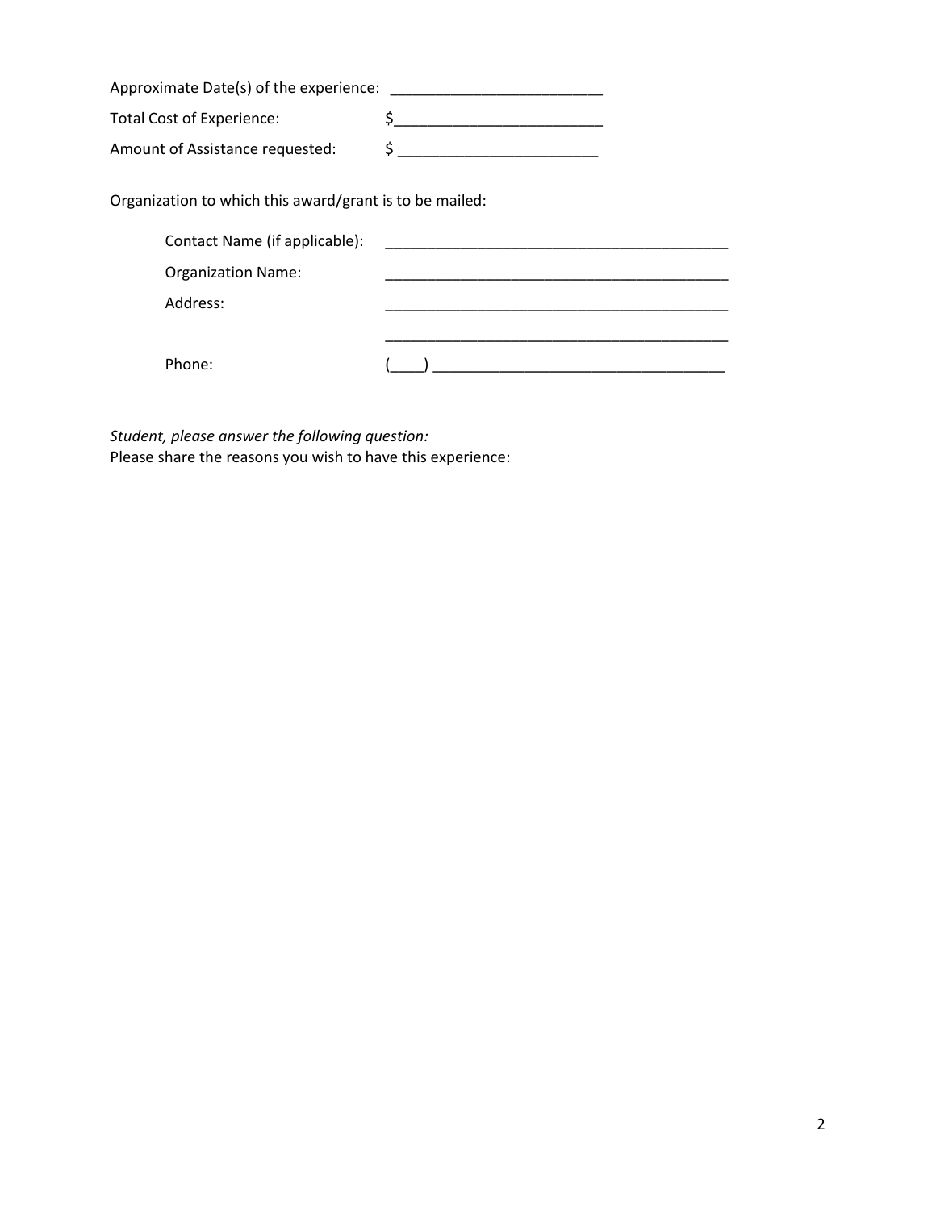Approximate Date(s) of the experience: _________________________

Total Cost of Experience: $_________________________

Amount of Assistance requested: $ ________________________

Organization to which this award/grant is to be mailed:

Contact Name (if applicable): ___________________________________________

Organization Name: ___________________________________________

Address: ___________________________________________

___________________________________________

Phone: (____) ___________________________________

*Student, please answer the following question:*

Please share the reasons you wish to have this experience: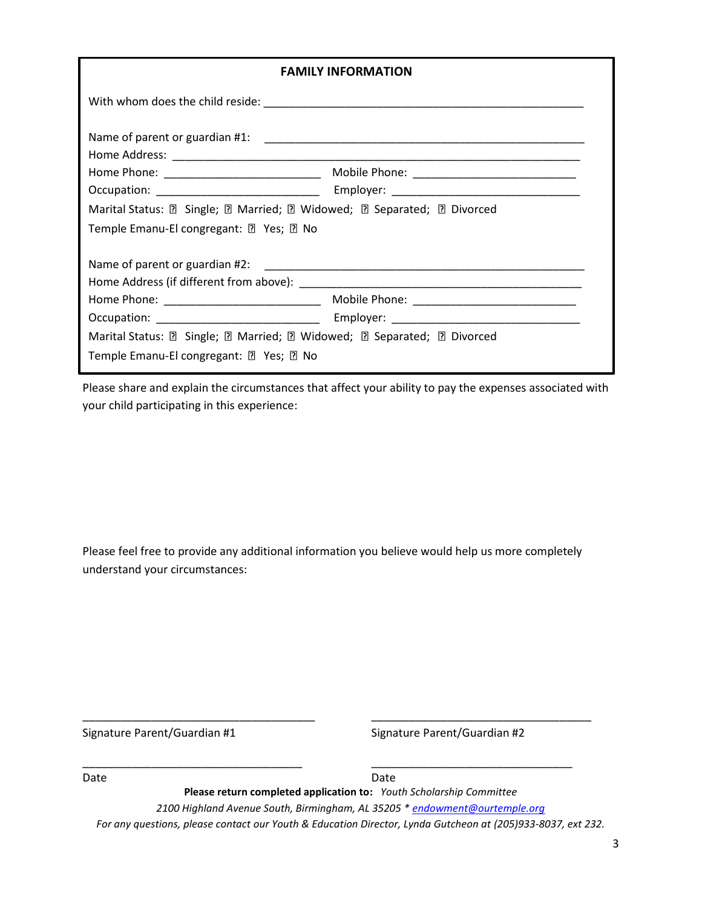## FAMILY INFORMATION

With whom does the child reside: ____________________________________________________

Name of parent or guardian #1: ____________________________________________________

Home Address: ________________________________________________________________

Home Phone: ________________________ Mobile Phone: _________________________

Occupation: _________________________ Employer: _____________________________

Marital Status: ☐ Single; ☐ Married; ☐ Widowed; ☐ Separated; ☐ Divorced

Temple Emanu-El congregant: ☐ Yes; ☐ No

Name of parent or guardian #2: ____________________________________________________

Home Address (if different from above): ____________________________________________

Home Phone: ________________________ Mobile Phone: _________________________

Occupation: _________________________ Employer: _____________________________

Marital Status: ☐ Single; ☐ Married; ☐ Widowed; ☐ Separated; ☐ Divorced

Temple Emanu-El congregant: ☐ Yes; ☐ No

Please share and explain the circumstances that affect your ability to pay the expenses associated with your child participating in this experience:

Please feel free to provide any additional information you believe would help us more completely understand your circumstances:

____________________________________ ____________________________________

Signature Parent/Guardian #1 Signature Parent/Guardian #2

____________________________________ ____________________________________

Date Date

**Please return completed application to:** *Youth Scholarship Committee*

*2100 Highland Avenue South, Birmingham, AL 35205 * endowment@ourtemple.org*

*For any questions, please contact our Youth & Education Director, Lynda Gutcheon at (205)933-8037, ext 232.*